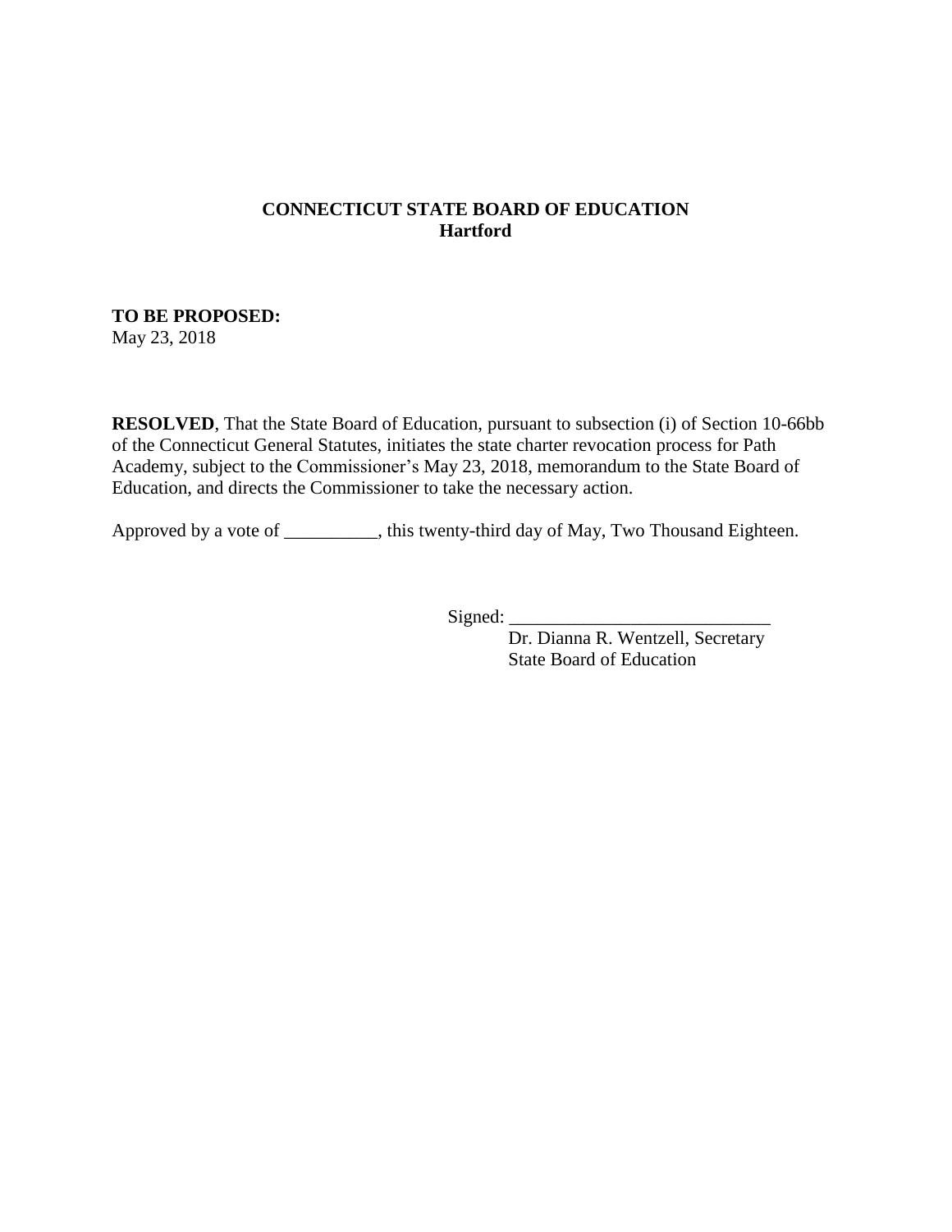**CONNECTICUT STATE BOARD OF EDUCATION**
**Hartford**

**TO BE PROPOSED:**
May 23, 2018

**RESOLVED**, That the State Board of Education, pursuant to subsection (i) of Section 10-66bb of the Connecticut General Statutes, initiates the state charter revocation process for Path Academy, subject to the Commissioner's May 23, 2018, memorandum to the State Board of Education, and directs the Commissioner to take the necessary action.

Approved by a vote of __________, this twenty-third day of May, Two Thousand Eighteen.

Signed: ____________________________
Dr. Dianna R. Wentzell, Secretary
State Board of Education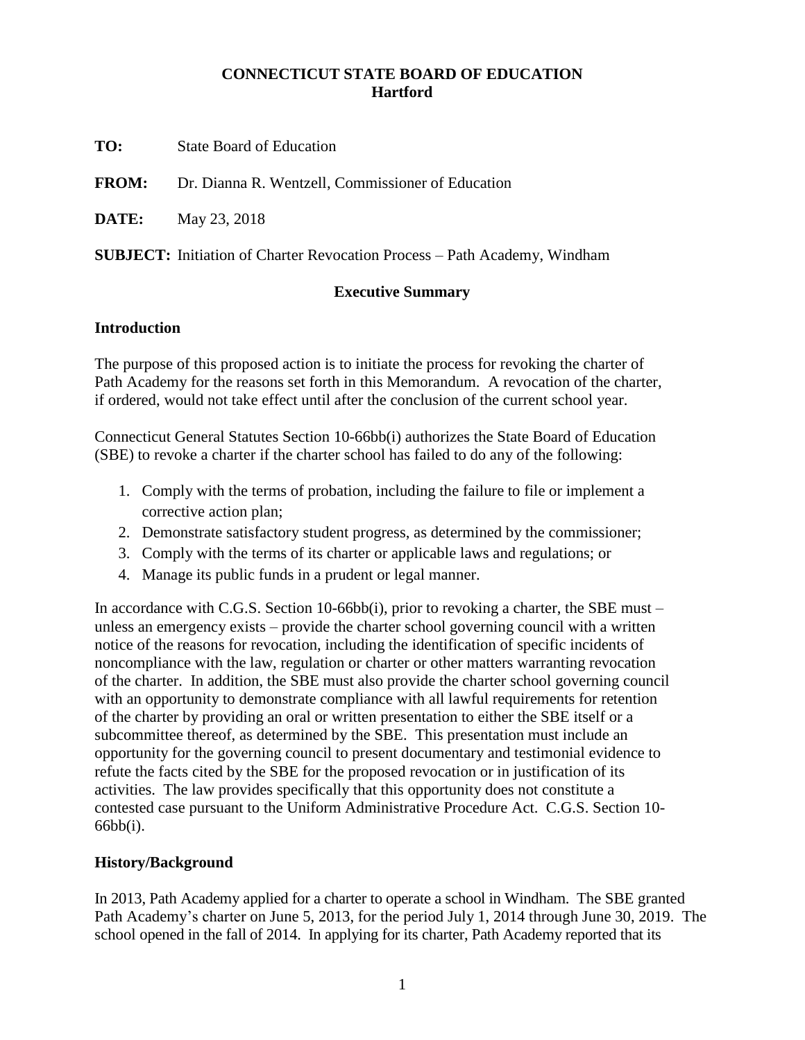**CONNECTIONS STATE BOARD OF EDUCATION**

**CONNECTICUT STATE BOARD OF EDUCATION**
**Hartford**

**TO:** State Board of Education

**FROM:** Dr. Dianna R. Wentzell, Commissioner of Education

**DATE:** May 23, 2018

**SUBJECT:** Initiation of Charter Revocation Process – Path Academy, Windham

**Executive Summary**

## Introduction

The purpose of this proposed action is to initiate the process for revoking the charter of Path Academy for the reasons set forth in this Memorandum. A revocation of the charter, if ordered, would not take effect until after the conclusion of the current school year.

Connecticut General Statutes Section 10-66bb(i) authorizes the State Board of Education (SBE) to revoke a charter if the charter school has failed to do any of the following:

1. Comply with the terms of probation, including the failure to file or implement a corrective action plan;
2. Demonstrate satisfactory student progress, as determined by the commissioner;
3. Comply with the terms of its charter or applicable laws and regulations; or
4. Manage its public funds in a prudent or legal manner.

In accordance with C.G.S. Section 10-66bb(i), prior to revoking a charter, the SBE must – unless an emergency exists – provide the charter school governing council with a written notice of the reasons for revocation, including the identification of specific incidents of noncompliance with the law, regulation or charter or other matters warranting revocation of the charter. In addition, the SBE must also provide the charter school governing council with an opportunity to demonstrate compliance with all lawful requirements for retention of the charter by providing an oral or written presentation to either the SBE itself or a subcommittee thereof, as determined by the SBE. This presentation must include an opportunity for the governing council to present documentary and testimonial evidence to refute the facts cited by the SBE for the proposed revocation or in justification of its activities. The law provides specifically that this opportunity does not constitute a contested case pursuant to the Uniform Administrative Procedure Act. C.G.S. Section 10-66bb(i).

## History/Background

In 2013, Path Academy applied for a charter to operate a school in Windham. The SBE granted Path Academy's charter on June 5, 2013, for the period July 1, 2014 through June 30, 2019. The school opened in the fall of 2014. In applying for its charter, Path Academy reported that its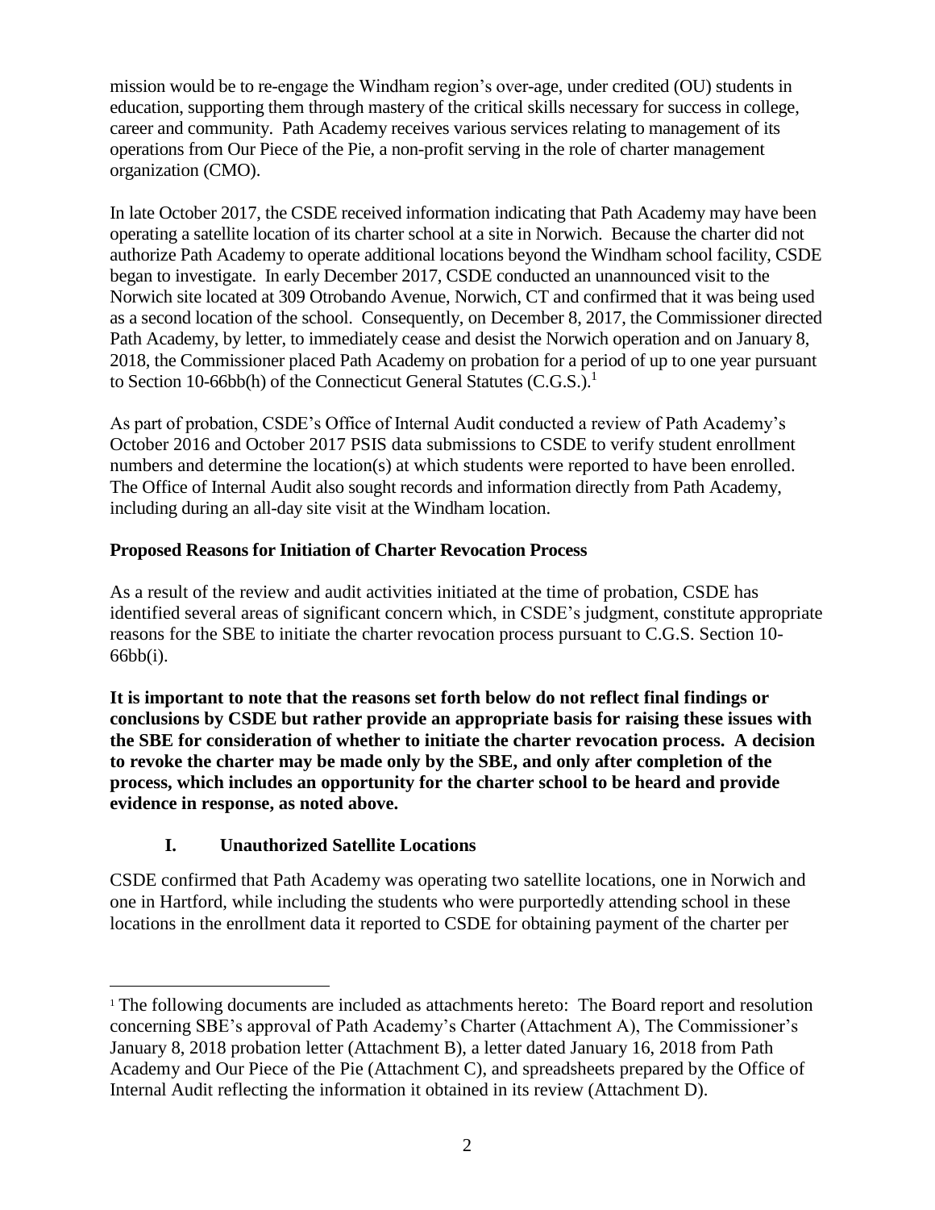mission would be to re-engage the Windham region's over-age, under credited (OU) students in education, supporting them through mastery of the critical skills necessary for success in college, career and community. Path Academy receives various services relating to management of its operations from Our Piece of the Pie, a non-profit serving in the role of charter management organization (CMO).

In late October 2017, the CSDE received information indicating that Path Academy may have been operating a satellite location of its charter school at a site in Norwich. Because the charter did not authorize Path Academy to operate additional locations beyond the Windham school facility, CSDE began to investigate. In early December 2017, CSDE conducted an unannounced visit to the Norwich site located at 309 Otrobando Avenue, Norwich, CT and confirmed that it was being used as a second location of the school. Consequently, on December 8, 2017, the Commissioner directed Path Academy, by letter, to immediately cease and desist the Norwich operation and on January 8, 2018, the Commissioner placed Path Academy on probation for a period of up to one year pursuant to Section 10-66bb(h) of the Connecticut General Statutes (C.G.S.).[1]

As part of probation, CSDE's Office of Internal Audit conducted a review of Path Academy's October 2016 and October 2017 PSIS data submissions to CSDE to verify student enrollment numbers and determine the location(s) at which students were reported to have been enrolled. The Office of Internal Audit also sought records and information directly from Path Academy, including during an all-day site visit at the Windham location.

## Proposed Reasons for Initiation of Charter Revocation Process

As a result of the review and audit activities initiated at the time of probation, CSDE has identified several areas of significant concern which, in CSDE's judgment, constitute appropriate reasons for the SBE to initiate the charter revocation process pursuant to C.G.S. Section 10-66bb(i).

**It is important to note that the reasons set forth below do not reflect final findings or conclusions by CSDE but rather provide an appropriate basis for raising these issues with the SBE for consideration of whether to initiate the charter revocation process. A decision to revoke the charter may be made only by the SBE, and only after completion of the process, which includes an opportunity for the charter school to be heard and provide evidence in response, as noted above.**

### I. Unauthorized Satellite Locations

CSDE confirmed that Path Academy was operating two satellite locations, one in Norwich and one in Hartford, while including the students who were purportedly attending school in these locations in the enrollment data it reported to CSDE for obtaining payment of the charter per

---

[1] The following documents are included as attachments hereto: The Board report and resolution concerning SBE's approval of Path Academy's Charter (Attachment A), The Commissioner's January 8, 2018 probation letter (Attachment B), a letter dated January 16, 2018 from Path Academy and Our Piece of the Pie (Attachment C), and spreadsheets prepared by the Office of Internal Audit reflecting the information it obtained in its review (Attachment D).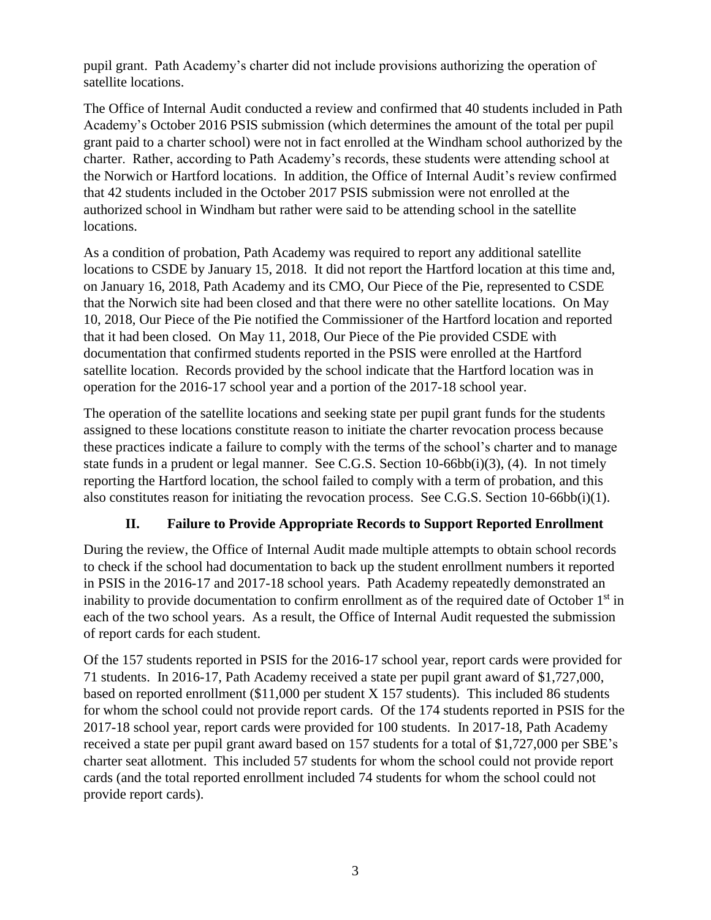pupil grant. Path Academy's charter did not include provisions authorizing the operation of satellite locations.

The Office of Internal Audit conducted a review and confirmed that 40 students included in Path Academy's October 2016 PSIS submission (which determines the amount of the total per pupil grant paid to a charter school) were not in fact enrolled at the Windham school authorized by the charter. Rather, according to Path Academy's records, these students were attending school at the Norwich or Hartford locations. In addition, the Office of Internal Audit's review confirmed that 42 students included in the October 2017 PSIS submission were not enrolled at the authorized school in Windham but rather were said to be attending school in the satellite locations.

As a condition of probation, Path Academy was required to report any additional satellite locations to CSDE by January 15, 2018. It did not report the Hartford location at this time and, on January 16, 2018, Path Academy and its CMO, Our Piece of the Pie, represented to CSDE that the Norwich site had been closed and that there were no other satellite locations. On May 10, 2018, Our Piece of the Pie notified the Commissioner of the Hartford location and reported that it had been closed. On May 11, 2018, Our Piece of the Pie provided CSDE with documentation that confirmed students reported in the PSIS were enrolled at the Hartford satellite location. Records provided by the school indicate that the Hartford location was in operation for the 2016-17 school year and a portion of the 2017-18 school year.

The operation of the satellite locations and seeking state per pupil grant funds for the students assigned to these locations constitute reason to initiate the charter revocation process because these practices indicate a failure to comply with the terms of the school's charter and to manage state funds in a prudent or legal manner. See C.G.S. Section 10-66bb(i)(3), (4). In not timely reporting the Hartford location, the school failed to comply with a term of probation, and this also constitutes reason for initiating the revocation process. See C.G.S. Section 10-66bb(i)(1).

## II. Failure to Provide Appropriate Records to Support Reported Enrollment

During the review, the Office of Internal Audit made multiple attempts to obtain school records to check if the school had documentation to back up the student enrollment numbers it reported in PSIS in the 2016-17 and 2017-18 school years. Path Academy repeatedly demonstrated an inability to provide documentation to confirm enrollment as of the required date of October 1st in each of the two school years. As a result, the Office of Internal Audit requested the submission of report cards for each student.

Of the 157 students reported in PSIS for the 2016-17 school year, report cards were provided for 71 students. In 2016-17, Path Academy received a state per pupil grant award of $1,727,000, based on reported enrollment ($11,000 per student X 157 students). This included 86 students for whom the school could not provide report cards. Of the 174 students reported in PSIS for the 2017-18 school year, report cards were provided for 100 students. In 2017-18, Path Academy received a state per pupil grant award based on 157 students for a total of $1,727,000 per SBE's charter seat allotment. This included 57 students for whom the school could not provide report cards (and the total reported enrollment included 74 students for whom the school could not provide report cards).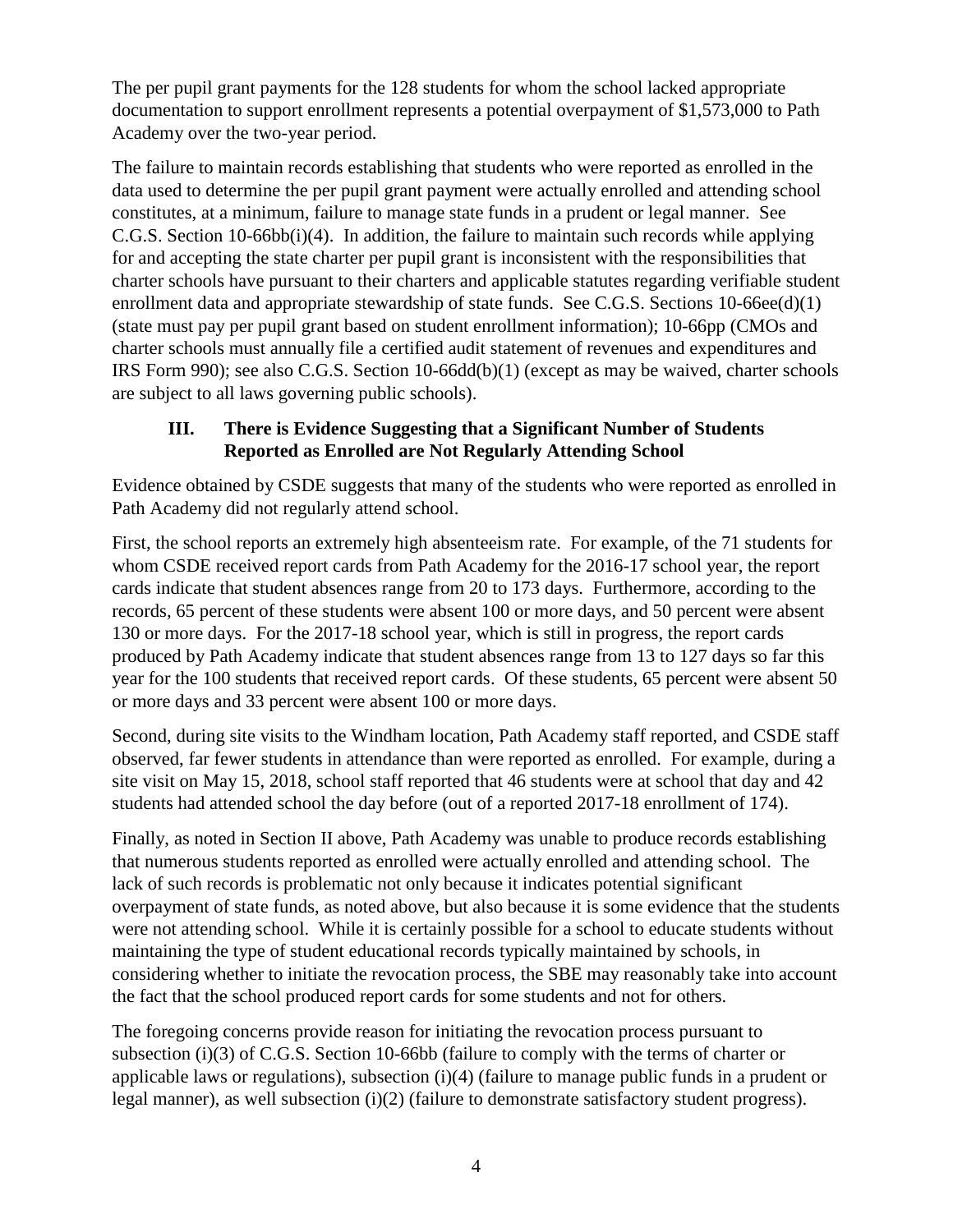The per pupil grant payments for the 128 students for whom the school lacked appropriate documentation to support enrollment represents a potential overpayment of $1,573,000 to Path Academy over the two-year period.

The failure to maintain records establishing that students who were reported as enrolled in the data used to determine the per pupil grant payment were actually enrolled and attending school constitutes, at a minimum, failure to manage state funds in a prudent or legal manner. See C.G.S. Section 10-66bb(i)(4). In addition, the failure to maintain such records while applying for and accepting the state charter per pupil grant is inconsistent with the responsibilities that charter schools have pursuant to their charters and applicable statutes regarding verifiable student enrollment data and appropriate stewardship of state funds. See C.G.S. Sections 10-66ee(d)(1) (state must pay per pupil grant based on student enrollment information); 10-66pp (CMOs and charter schools must annually file a certified audit statement of revenues and expenditures and IRS Form 990); see also C.G.S. Section 10-66dd(b)(1) (except as may be waived, charter schools are subject to all laws governing public schools).

### III. There is Evidence Suggesting that a Significant Number of Students Reported as Enrolled are Not Regularly Attending School

Evidence obtained by CSDE suggests that many of the students who were reported as enrolled in Path Academy did not regularly attend school.

First, the school reports an extremely high absenteeism rate. For example, of the 71 students for whom CSDE received report cards from Path Academy for the 2016-17 school year, the report cards indicate that student absences range from 20 to 173 days. Furthermore, according to the records, 65 percent of these students were absent 100 or more days, and 50 percent were absent 130 or more days. For the 2017-18 school year, which is still in progress, the report cards produced by Path Academy indicate that student absences range from 13 to 127 days so far this year for the 100 students that received report cards. Of these students, 65 percent were absent 50 or more days and 33 percent were absent 100 or more days.

Second, during site visits to the Windham location, Path Academy staff reported, and CSDE staff observed, far fewer students in attendance than were reported as enrolled. For example, during a site visit on May 15, 2018, school staff reported that 46 students were at school that day and 42 students had attended school the day before (out of a reported 2017-18 enrollment of 174).

Finally, as noted in Section II above, Path Academy was unable to produce records establishing that numerous students reported as enrolled were actually enrolled and attending school. The lack of such records is problematic not only because it indicates potential significant overpayment of state funds, as noted above, but also because it is some evidence that the students were not attending school. While it is certainly possible for a school to educate students without maintaining the type of student educational records typically maintained by schools, in considering whether to initiate the revocation process, the SBE may reasonably take into account the fact that the school produced report cards for some students and not for others.

The foregoing concerns provide reason for initiating the revocation process pursuant to subsection (i)(3) of C.G.S. Section 10-66bb (failure to comply with the terms of charter or applicable laws or regulations), subsection (i)(4) (failure to manage public funds in a prudent or legal manner), as well subsection (i)(2) (failure to demonstrate satisfactory student progress).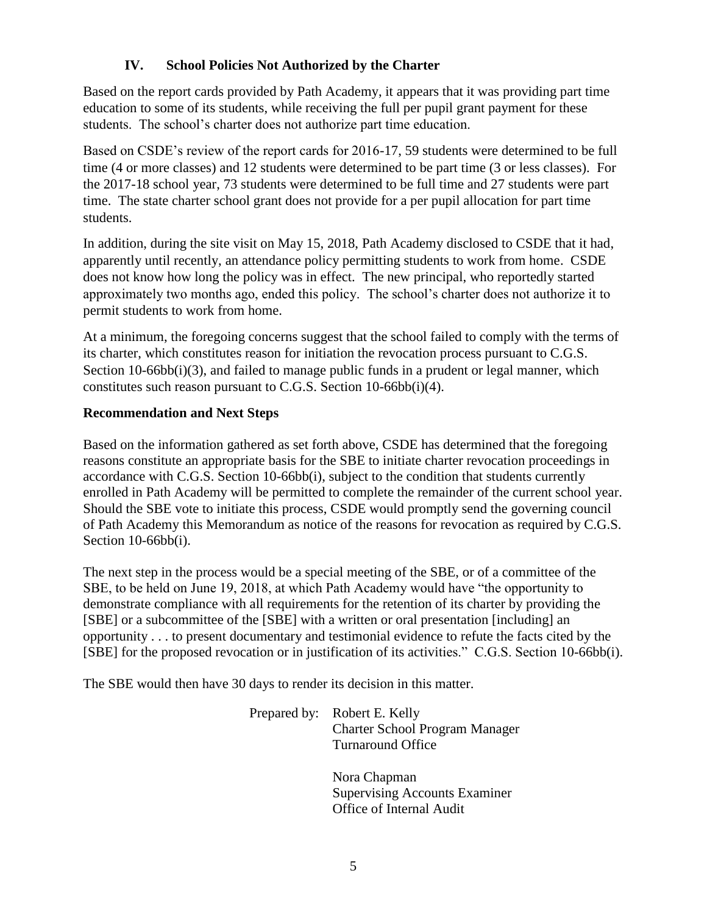## IV. School Policies Not Authorized by the Charter

Based on the report cards provided by Path Academy, it appears that it was providing part time education to some of its students, while receiving the full per pupil grant payment for these students. The school's charter does not authorize part time education.

Based on CSDE's review of the report cards for 2016-17, 59 students were determined to be full time (4 or more classes) and 12 students were determined to be part time (3 or less classes). For the 2017-18 school year, 73 students were determined to be full time and 27 students were part time. The state charter school grant does not provide for a per pupil allocation for part time students.

In addition, during the site visit on May 15, 2018, Path Academy disclosed to CSDE that it had, apparently until recently, an attendance policy permitting students to work from home. CSDE does not know how long the policy was in effect. The new principal, who reportedly started approximately two months ago, ended this policy. The school's charter does not authorize it to permit students to work from home.

At a minimum, the foregoing concerns suggest that the school failed to comply with the terms of its charter, which constitutes reason for initiation the revocation process pursuant to C.G.S. Section 10-66bb(i)(3), and failed to manage public funds in a prudent or legal manner, which constitutes such reason pursuant to C.G.S. Section 10-66bb(i)(4).

**Recommendation and Next Steps**

Based on the information gathered as set forth above, CSDE has determined that the foregoing reasons constitute an appropriate basis for the SBE to initiate charter revocation proceedings in accordance with C.G.S. Section 10-66bb(i), subject to the condition that students currently enrolled in Path Academy will be permitted to complete the remainder of the current school year. Should the SBE vote to initiate this process, CSDE would promptly send the governing council of Path Academy this Memorandum as notice of the reasons for revocation as required by C.G.S. Section 10-66bb(i).

The next step in the process would be a special meeting of the SBE, or of a committee of the SBE, to be held on June 19, 2018, at which Path Academy would have "the opportunity to demonstrate compliance with all requirements for the retention of its charter by providing the [SBE] or a subcommittee of the [SBE] with a written or oral presentation [including] an opportunity . . . to present documentary and testimonial evidence to refute the facts cited by the [SBE] for the proposed revocation or in justification of its activities." C.G.S. Section 10-66bb(i).

The SBE would then have 30 days to render its decision in this matter.

Prepared by: Robert E. Kelly
Charter School Program Manager
Turnaround Office

Nora Chapman
Supervising Accounts Examiner
Office of Internal Audit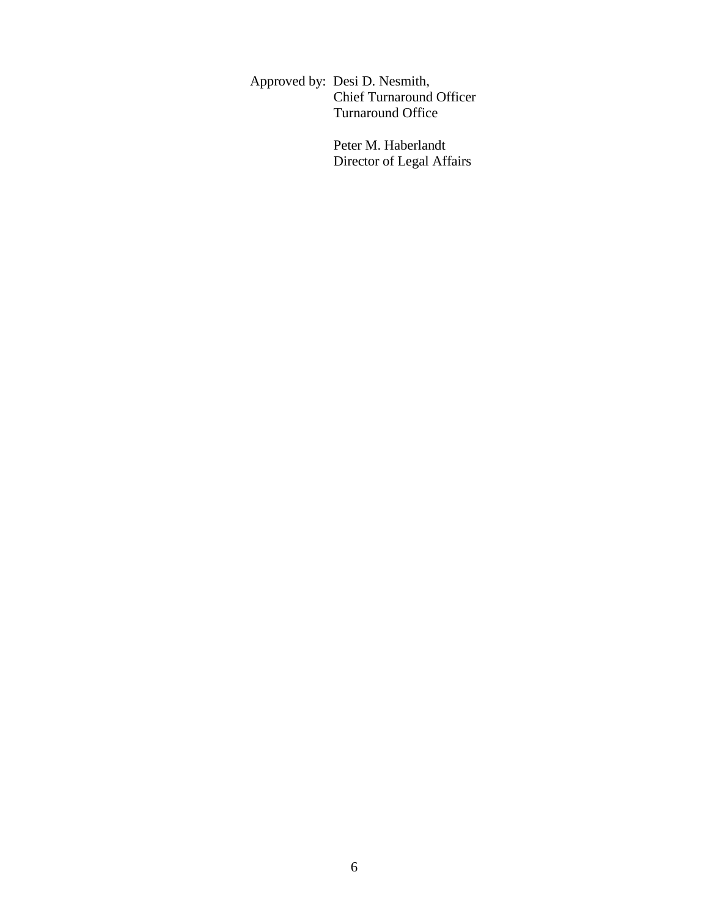Approved by: Desi D. Nesmith,
Chief Turnaround Officer
Turnaround Office

Peter M. Haberlandt
Director of Legal Affairs